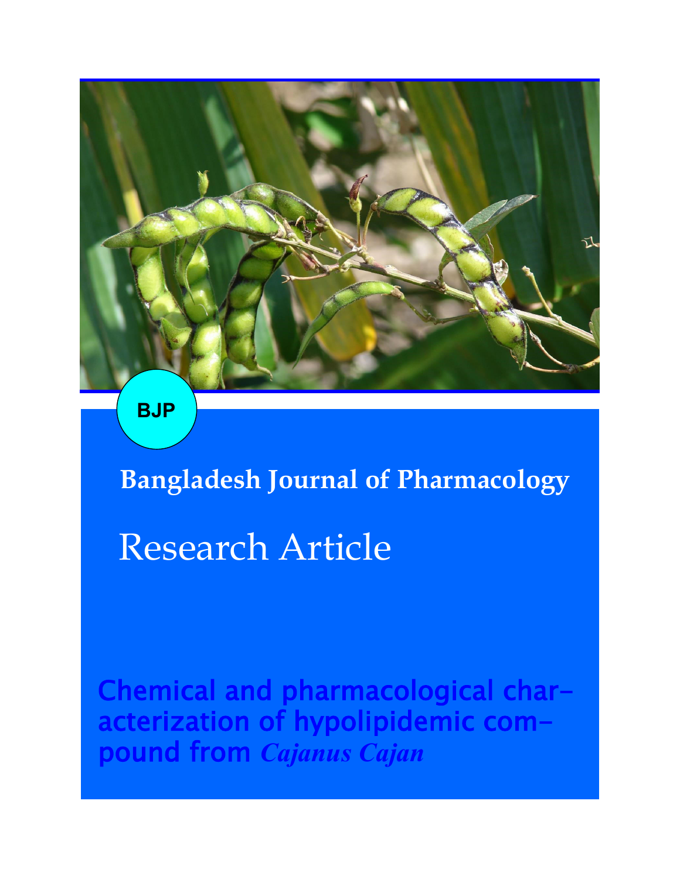BJP

**Bangladesh Journal of Pharmacology**

# Research Article

## Chemical and pharmacological characterization of hypolipidemic compound from *Cajanus Cajan*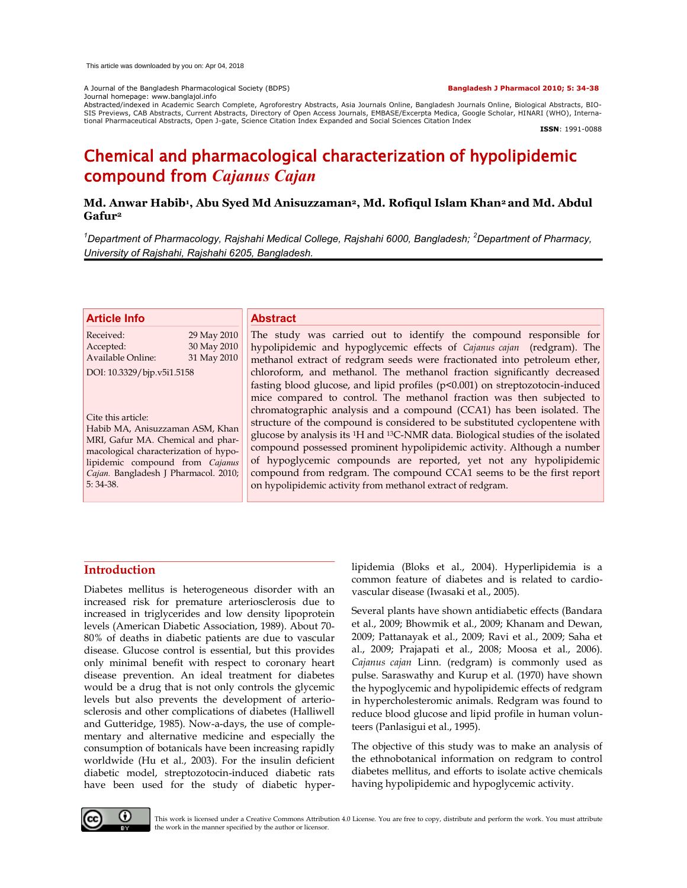# Chemical and pharmacological characterization of hypolipidemic compound from *Cajanus Cajan*

**Md. Anwar Habib[1], Abu Syed Md Anisuzzaman[2], Md. Rofiqul Islam Khan[2] and Md. Abdul Gafur[2]**

*[1]Department of Pharmacology, Rajshahi Medical College, Rajshahi 6000, Bangladesh; [2]Department of Pharmacy, University of Rajshahi, Rajshahi 6205, Bangladesh.*

## Article Info

Received: 29 May 2010
Accepted: 30 May 2010
Available Online: 31 May 2010

DOI: 10.3329/bjp.v5i1.5158

Cite this article:
Habib MA, Anisuzzaman ASM, Khan MRI, Gafur MA. Chemical and pharmacological characterization of hypolipidemic compound from *Cajanus Cajan.* Bangladesh J Pharmacol. 2010; 5: 34-38.

## Abstract

The study was carried out to identify the compound responsible for hypolipidemic and hypoglycemic effects of *Cajanus cajan* (redgram). The methanol extract of redgram seeds were fractionated into petroleum ether, chloroform, and methanol. The methanol fraction significantly decreased fasting blood glucose, and lipid profiles ($p<0.001$) on streptozotocin-induced mice compared to control. The methanol fraction was then subjected to chromatographic analysis and a compound (CCA1) has been isolated. The structure of the compound is considered to be substituted cyclopentene with glucose by analysis its $^{1}H$ and $^{13}C$-NMR data. Biological studies of the isolated compound possessed prominent hypolipidemic activity. Although a number of hypoglycemic compounds are reported, yet not any hypolipidemic compound from redgram. The compound CCA1 seems to be the first report on hypolipidemic activity from methanol extract of redgram.

## Introduction

Diabetes mellitus is heterogeneous disorder with an increased risk for premature arteriosclerosis due to increased in triglycerides and low density lipoprotein levels (American Diabetic Association, 1989). About 70-80% of deaths in diabetic patients are due to vascular disease. Glucose control is essential, but this provides only minimal benefit with respect to coronary heart disease prevention. An ideal treatment for diabetes would be a drug that is not only controls the glycemic levels but also prevents the development of arteriosclerosis and other complications of diabetes (Halliwell and Gutteridge, 1985). Now-a-days, the use of complementary and alternative medicine and especially the consumption of botanicals have been increasing rapidly worldwide (Hu et al., 2003). For the insulin deficient diabetic model, streptozotocin-induced diabetic rats have been used for the study of diabetic hyperlipidemia (Bloks et al., 2004). Hyperlipidemia is a common feature of diabetes and is related to cardiovascular disease (Iwasaki et al., 2005).

Several plants have shown antidiabetic effects (Bandara et al., 2009; Bhowmik et al., 2009; Khanam and Dewan, 2009; Pattanayak et al., 2009; Ravi et al., 2009; Saha et al., 2009; Prajapati et al., 2008; Moosa et al., 2006). *Cajanus cajan* Linn. (redgram) is commonly used as pulse. Saraswathy and Kurup et al. (1970) have shown the hypoglycemic and hypolipidemic effects of redgram in hypercholesteromic animals. Redgram was found to reduce blood glucose and lipid profile in human volunteers (Panlasigui et al., 1995).

The objective of this study was to make an analysis of the ethnobotanical information on redgram to control diabetes mellitus, and efforts to isolate active chemicals having hypolipidemic and hypoglycemic activity.

This work is licensed under a Creative Commons Attribution 4.0 License. You are free to copy, distribute and perform the work. You must attribute the work in the manner specified by the author or licensor.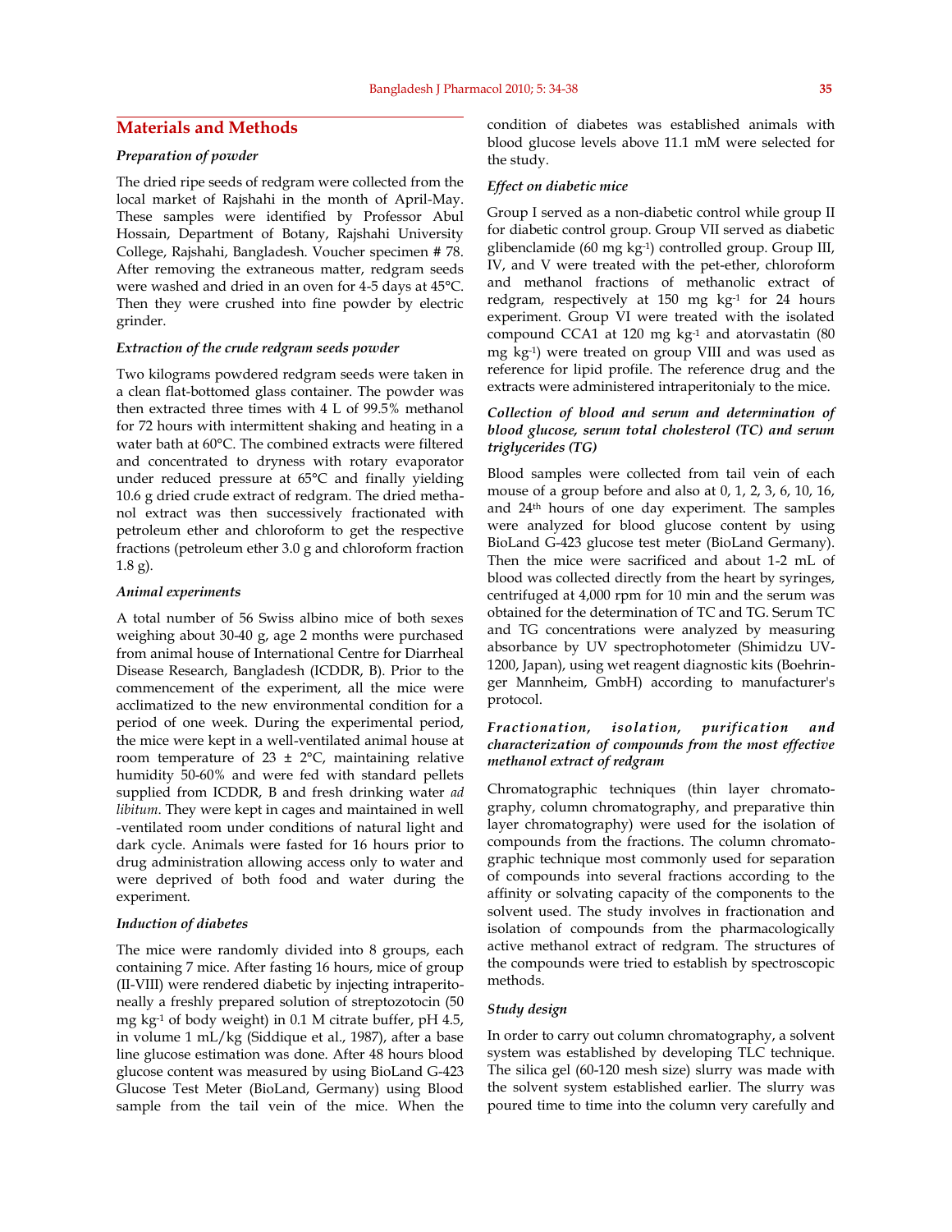## Materials and Methods

### *Preparation of powder*

The dried ripe seeds of redgram were collected from the local market of Rajshahi in the month of April-May. These samples were identified by Professor Abul Hossain, Department of Botany, Rajshahi University College, Rajshahi, Bangladesh. Voucher specimen # 78. After removing the extraneous matter, redgram seeds were washed and dried in an oven for 4-5 days at 45°C. Then they were crushed into fine powder by electric grinder.

### *Extraction of the crude redgram seeds powder*

Two kilograms powdered redgram seeds were taken in a clean flat-bottomed glass container. The powder was then extracted three times with 4 L of 99.5% methanol for 72 hours with intermittent shaking and heating in a water bath at 60°C. The combined extracts were filtered and concentrated to dryness with rotary evaporator under reduced pressure at 65°C and finally yielding 10.6 g dried crude extract of redgram. The dried methanol extract was then successively fractionated with petroleum ether and chloroform to get the respective fractions (petroleum ether 3.0 g and chloroform fraction 1.8 g).

### *Animal experiments*

A total number of 56 Swiss albino mice of both sexes weighing about 30-40 g, age 2 months were purchased from animal house of International Centre for Diarrheal Disease Research, Bangladesh (ICDDR, B). Prior to the commencement of the experiment, all the mice were acclimatized to the new environmental condition for a period of one week. During the experimental period, the mice were kept in a well-ventilated animal house at room temperature of 23 ± 2°C, maintaining relative humidity 50-60% and were fed with standard pellets supplied from ICDDR, B and fresh drinking water *ad libitum*. They were kept in cages and maintained in well -ventilated room under conditions of natural light and dark cycle. Animals were fasted for 16 hours prior to drug administration allowing access only to water and were deprived of both food and water during the experiment.

### *Induction of diabetes*

The mice were randomly divided into 8 groups, each containing 7 mice. After fasting 16 hours, mice of group (II-VIII) were rendered diabetic by injecting intraperitoneally a freshly prepared solution of streptozotocin (50 mg $kg^{-1}$ of body weight) in 0.1 M citrate buffer, pH 4.5, in volume 1 mL/kg (Siddique et al., 1987), after a base line glucose estimation was done. After 48 hours blood glucose content was measured by using BioLand G-423 Glucose Test Meter (BioLand, Germany) using Blood sample from the tail vein of the mice. When the condition of diabetes was established animals with blood glucose levels above 11.1 mM were selected for the study.

### *Effect on diabetic mice*

Group I served as a non-diabetic control while group II for diabetic control group. Group VII served as diabetic glibenclamide (60 mg $kg^{-1}$) controlled group. Group III, IV, and V were treated with the pet-ether, chloroform and methanol fractions of methanolic extract of redgram, respectively at 150 mg $kg^{-1}$ for 24 hours experiment. Group VI were treated with the isolated compound CCA1 at 120 mg $kg^{-1}$ and atorvastatin (80 mg $kg^{-1}$) were treated on group VIII and was used as reference for lipid profile. The reference drug and the extracts were administered intraperitonialy to the mice.

### *Collection of blood and serum and determination of blood glucose, serum total cholesterol (TC) and serum triglycerides (TG)*

Blood samples were collected from tail vein of each mouse of a group before and also at 0, 1, 2, 3, 6, 10, 16, and 24th hours of one day experiment. The samples were analyzed for blood glucose content by using BioLand G-423 glucose test meter (BioLand Germany). Then the mice were sacrificed and about 1-2 mL of blood was collected directly from the heart by syringes, centrifuged at 4,000 rpm for 10 min and the serum was obtained for the determination of TC and TG. Serum TC and TG concentrations were analyzed by measuring absorbance by UV spectrophotometer (Shimidzu UV-1200, Japan), using wet reagent diagnostic kits (Boehringer Mannheim, GmbH) according to manufacturer's protocol.

### *Fractionation, isolation, purification and characterization of compounds from the most effective methanol extract of redgram*

Chromatographic techniques (thin layer chromatography, column chromatography, and preparative thin layer chromatography) were used for the isolation of compounds from the fractions. The column chromatographic technique most commonly used for separation of compounds into several fractions according to the affinity or solvating capacity of the components to the solvent used. The study involves in fractionation and isolation of compounds from the pharmacologically active methanol extract of redgram. The structures of the compounds were tried to establish by spectroscopic methods.

### *Study design*

In order to carry out column chromatography, a solvent system was established by developing TLC technique. The silica gel (60-120 mesh size) slurry was made with the solvent system established earlier. The slurry was poured time to time into the column very carefully and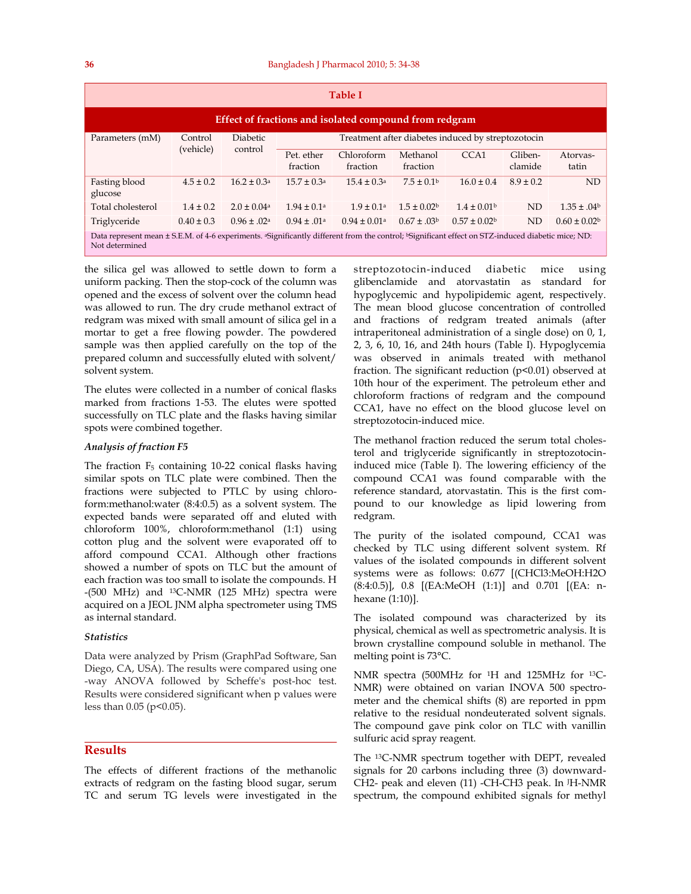**Table I**

**Effect of fractions and isolated compound from redgram**

| Parameters (mM) | Control (vehicle) | Diabetic control | Treatment after diabetes induced by streptozotocin | | | | | |
|---|---|---|---|---|---|---|---|---|
| | | | Pet. ether fraction | Chloroform fraction | Methanol fraction | CCA1 | Gliben-clamide | Atorvas-tatin |
| Fasting blood glucose | 4.5 ± 0.2 | 16.2 ± 0.3[a] | 15.7 ± 0.3[a] | 15.4 ± 0.3[a] | 7.5 ± 0.1[b] | 16.0 ± 0.4 | 8.9 ± 0.2 | ND |
| Total cholesterol | 1.4 ± 0.2 | 2.0 ± 0.04[a] | 1.94 ± 0.1[a] | 1.9 ± 0.1[a] | 1.5 ± 0.02[b] | 1.4 ± 0.01[b] | ND | 1.35 ± .04[b] |
| Triglyceride | 0.40 ± 0.3 | 0.96 ± .02[a] | 0.94 ± .01[a] | 0.94 ± 0.01[a] | 0.67 ± .03[b] | 0.57 ± 0.02[b] | ND | 0.60 ± 0.02[b] |

Data represent mean ± S.E.M. of 4-6 experiments. [a]Significantly different from the control; [b]Significant effect on STZ-induced diabetic mice; ND: Not determined

the silica gel was allowed to settle down to form a uniform packing. Then the stop-cock of the column was opened and the excess of solvent over the column head was allowed to run. The dry crude methanol extract of redgram was mixed with small amount of silica gel in a mortar to get a free flowing powder. The powdered sample was then applied carefully on the top of the prepared column and successfully eluted with solvent/ solvent system.

The elutes were collected in a number of conical flasks marked from fractions 1-53. The elutes were spotted successfully on TLC plate and the flasks having similar spots were combined together.

### *Analysis of fraction F5*

The fraction $F_5$ containing 10-22 conical flasks having similar spots on TLC plate were combined. Then the fractions were subjected to PTLC by using chloroform:methanol:water (8:4:0.5) as a solvent system. The expected bands were separated off and eluted with chloroform 100%, chloroform:methanol (1:1) using cotton plug and the solvent were evaporated off to afford compound CCA1. Although other fractions showed a number of spots on TLC but the amount of each fraction was too small to isolate the compounds. H -(500 MHz) and $^{13}$C-NMR (125 MHz) spectra were acquired on a JEOL JNM alpha spectrometer using TMS as internal standard.

### *Statistics*

Data were analyzed by Prism (GraphPad Software, San Diego, CA, USA). The results were compared using one -way ANOVA followed by Scheffe's post-hoc test. Results were considered significant when p values were less than 0.05 ($p<0.05$).

## Results

The effects of different fractions of the methanolic extracts of redgram on the fasting blood sugar, serum TC and serum TG levels were investigated in the streptozotocin-induced diabetic mice using glibenclamide and atorvastatin as standard for hypoglycemic and hypolipidemic agent, respectively. The mean blood glucose concentration of controlled and fractions of redgram treated animals (after intraperitoneal administration of a single dose) on 0, 1, 2, 3, 6, 10, 16, and 24th hours (Table I). Hypoglycemia was observed in animals treated with methanol fraction. The significant reduction ($p<0.01$) observed at 10th hour of the experiment. The petroleum ether and chloroform fractions of redgram and the compound CCA1, have no effect on the blood glucose level on streptozotocin-induced mice.

The methanol fraction reduced the serum total cholesterol and triglyceride significantly in streptozotocin-induced mice (Table I). The lowering efficiency of the compound CCA1 was found comparable with the reference standard, atorvastatin. This is the first compound to our knowledge as lipid lowering from redgram.

The purity of the isolated compound, CCA1 was checked by TLC using different solvent system. Rf values of the isolated compounds in different solvent systems were as follows: 0.677 [($CHCl_3$:MeOH:$H_2O$ (8:4:0.5)], 0.8 [(EA:MeOH (1:1)] and 0.701 [(EA: n-hexane (1:10)].

The isolated compound was characterized by its physical, chemical as well as spectrometric analysis. It is brown crystalline compound soluble in methanol. The melting point is 73°C.

NMR spectra (500MHz for $^1$H and 125MHz for $^{13}$C-NMR) were obtained on varian INOVA 500 spectrometer and the chemical shifts (δ) are reported in ppm relative to the residual nondeuterated solvent signals. The compound gave pink color on TLC with vanillin sulfuric acid spray reagent.

The $^{13}$C-NMR spectrum together with DEPT, revealed signals for 20 carbons including three (3) downward-$CH_2$- peak and eleven (11) -CH-$CH_3$ peak. In $^1$H-NMR spectrum, the compound exhibited signals for methyl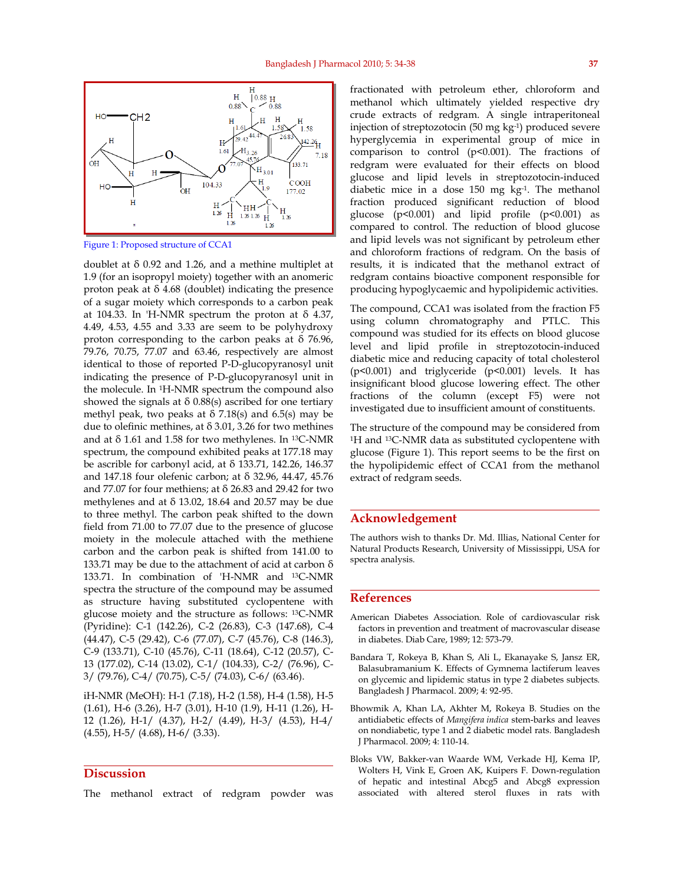Figure 1: Proposed structure of CCA1

doublet at δ 0.92 and 1.26, and a methine multiplet at 1.9 (for an isopropyl moiety) together with an anomeric proton peak at δ 4.68 (doublet) indicating the presence of a sugar moiety which corresponds to a carbon peak at 104.33. In 'H-NMR spectrum the proton at δ 4.37, 4.49, 4.53, 4.55 and 3.33 are seem to be polyhydroxy proton corresponding to the carbon peaks at δ 76.96, 79.76, 70.75, 77.07 and 63.46, respectively were almost identical to those of reported P-D-glucopyranosyl unit indicating the presence of P-D-glucopyranosyl unit in the molecule. In $^{1}$H-NMR spectrum the compound also showed the signals at δ 0.88(s) ascribed for one tertiary methyl peak, two peaks at δ 7.18(s) and 6.5(s) may be due to olefinic methines, at δ 3.01, 3.26 for two methines and at δ 1.61 and 1.58 for two methylenes. In $^{13}$C-NMR spectrum, the compound exhibited peaks at 177.18 may be ascrible for carbonyl acid, at δ 133.71, 142.26, 146.37 and 147.18 four olefenic carbon; at δ 32.96, 44.47, 45.76 and 77.07 for four methiens; at δ 26.83 and 29.42 for two methylenes and at δ 13.02, 18.64 and 20.57 may be due to three methyl. The carbon peak shifted to the down field from 71.00 to 77.07 due to the presence of glucose moiety in the molecule attached with the methiene carbon and the carbon peak is shifted from 141.00 to 133.71 may be due to the attachment of acid at carbon δ 133.71. In combination of 'H-NMR and $^{13}$C-NMR spectra the structure of the compound may be assumed as structure having substituted cyclopentene with glucose moiety and the structure as follows: $^{13}$C-NMR (Pyridine): C-1 (142.26), C-2 (26.83), C-3 (147.68), C-4 (44.47), C-5 (29.42), C-6 (77.07), C-7 (45.76), C-8 (146.3), C-9 (133.71), C-10 (45.76), C-11 (18.64), C-12 (20.57), C-13 (177.02), C-14 (13.02), C-1/ (104.33), C-2/ (76.96), C-3/ (79.76), C-4/ (70.75), C-5/ (74.03), C-6/ (63.46).

iH-NMR (MeOH): H-1 (7.18), H-2 (1.58), H-4 (1.58), H-5 (1.61), H-6 (3.26), H-7 (3.01), H-10 (1.9), H-11 (1.26), H-12 (1.26), H-1/ (4.37), H-2/ (4.49), H-3/ (4.53), H-4/ (4.55), H-5/ (4.68), H-6/ (3.33).

## Discussion

The methanol extract of redgram powder was fractionated with petroleum ether, chloroform and methanol which ultimately yielded respective dry crude extracts of redgram. A single intraperitoneal injection of streptozotocin (50 mg $kg^{-1}$) produced severe hyperglycemia in experimental group of mice in comparison to control ($p<0.001$). The fractions of redgram were evaluated for their effects on blood glucose and lipid levels in streptozotocin-induced diabetic mice in a dose 150 mg $kg^{-1}$. The methanol fraction produced significant reduction of blood glucose ($p<0.001$) and lipid profile ($p<0.001$) as compared to control. The reduction of blood glucose and lipid levels was not significant by petroleum ether and chloroform fractions of redgram. On the basis of results, it is indicated that the methanol extract of redgram contains bioactive component responsible for producing hypoglycaemic and hypolipidemic activities.

The compound, CCA1 was isolated from the fraction F5 using column chromatography and PTLC. This compound was studied for its effects on blood glucose level and lipid profile in streptozotocin-induced diabetic mice and reducing capacity of total cholesterol ($p<0.001$) and triglyceride ($p<0.001$) levels. It has insignificant blood glucose lowering effect. The other fractions of the column (except F5) were not investigated due to insufficient amount of constituents.

The structure of the compound may be considered from $^{1}$H and $^{13}$C-NMR data as substituted cyclopentene with glucose (Figure 1). This report seems to be the first on the hypolipidemic effect of CCA1 from the methanol extract of redgram seeds.

## Acknowledgement

The authors wish to thanks Dr. Md. Illias, National Center for Natural Products Research, University of Mississippi, USA for spectra analysis.

## References

American Diabetes Association. Role of cardiovascular risk factors in prevention and treatment of macrovascular disease in diabetes. Diab Care, 1989; 12: 573-79.

Bandara T, Rokeya B, Khan S, Ali L, Ekanayake S, Jansz ER, Balasubramanium K. Effects of Gymnema lactiferum leaves on glycemic and lipidemic status in type 2 diabetes subjects. Bangladesh J Pharmacol. 2009; 4: 92-95.

Bhowmik A, Khan LA, Akhter M, Rokeya B. Studies on the antidiabetic effects of *Mangifera indica* stem-barks and leaves on nondiabetic, type 1 and 2 diabetic model rats. Bangladesh J Pharmacol. 2009; 4: 110-14.

Bloks VW, Bakker-van Waarde WM, Verkade HJ, Kema IP, Wolters H, Vink E, Groen AK, Kuipers F. Down-regulation of hepatic and intestinal Abcg5 and Abcg8 expression associated with altered sterol fluxes in rats with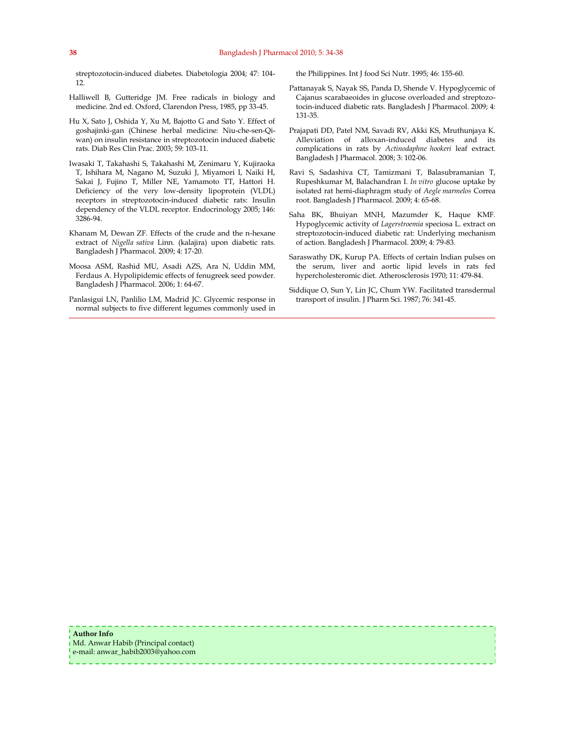streptozotocin-induced diabetes. Diabetologia 2004; 47: 104-12.

Halliwell B, Gutteridge JM. Free radicals in biology and medicine. 2nd ed. Oxford, Clarendon Press, 1985, pp 33-45.

Hu X, Sato J, Oshida Y, Xu M, Bajotto G and Sato Y. Effect of goshajinki-gan (Chinese herbal medicine: Niu-che-sen-Qi-wan) on insulin resistance in streptozotocin induced diabetic rats. Diab Res Clin Prac. 2003; 59: 103-11.

Iwasaki T, Takahashi S, Takahashi M, Zenimaru Y, Kujiraoka T, Ishihara M, Nagano M, Suzuki J, Miyamori I, Naiki H, Sakai J, Fujino T, Miller NE, Yamamoto TT, Hattori H. Deficiency of the very low-density lipoprotein (VLDL) receptors in streptozotocin-induced diabetic rats: Insulin dependency of the VLDL receptor. Endocrinology 2005; 146: 3286-94.

Khanam M, Dewan ZF. Effects of the crude and the n-hexane extract of *Nigella sativa* Linn. (kalajira) upon diabetic rats. Bangladesh J Pharmacol. 2009; 4: 17-20.

Moosa ASM, Rashid MU, Asadi AZS, Ara N, Uddin MM, Ferdaus A. Hypolipidemic effects of fenugreek seed powder. Bangladesh J Pharmacol. 2006; 1: 64-67.

Panlasigui LN, Panlilio LM, Madrid JC. Glycemic response in normal subjects to five different legumes commonly used in the Philippines. Int J food Sci Nutr. 1995; 46: 155-60.

Pattanayak S, Nayak SS, Panda D, Shende V. Hypoglycemic of Cajanus scarabaeoides in glucose overloaded and streptozotocin-induced diabetic rats. Bangladesh J Pharmacol. 2009; 4: 131-35.

Prajapati DD, Patel NM, Savadi RV, Akki KS, Mruthunjaya K. Alleviation of alloxan-induced diabetes and its complications in rats by *Actinodaphne hookeri* leaf extract. Bangladesh J Pharmacol. 2008; 3: 102-06.

Ravi S, Sadashiva CT, Tamizmani T, Balasubramanian T, Rupeshkumar M, Balachandran I. *In vitro* glucose uptake by isolated rat hemi-diaphragm study of *Aegle marmelos* Correa root. Bangladesh J Pharmacol. 2009; 4: 65-68.

Saha BK, Bhuiyan MNH, Mazumder K, Haque KMF. Hypoglycemic activity of *Lagerstroemia* speciosa L. extract on streptozotocin-induced diabetic rat: Underlying mechanism of action. Bangladesh J Pharmacol. 2009; 4: 79-83.

Saraswathy DK, Kurup PA. Effects of certain Indian pulses on the serum, liver and aortic lipid levels in rats fed hypercholesteromic diet. Atherosclerosis 1970; 11: 479-84.

Siddique O, Sun Y, Lin JC, Chum YW. Facilitated transdermal transport of insulin. J Pharm Sci. 1987; 76: 341-45.

**Author Info**
Md. Anwar Habib (Principal contact)
e-mail: anwar_habib2003@yahoo.com